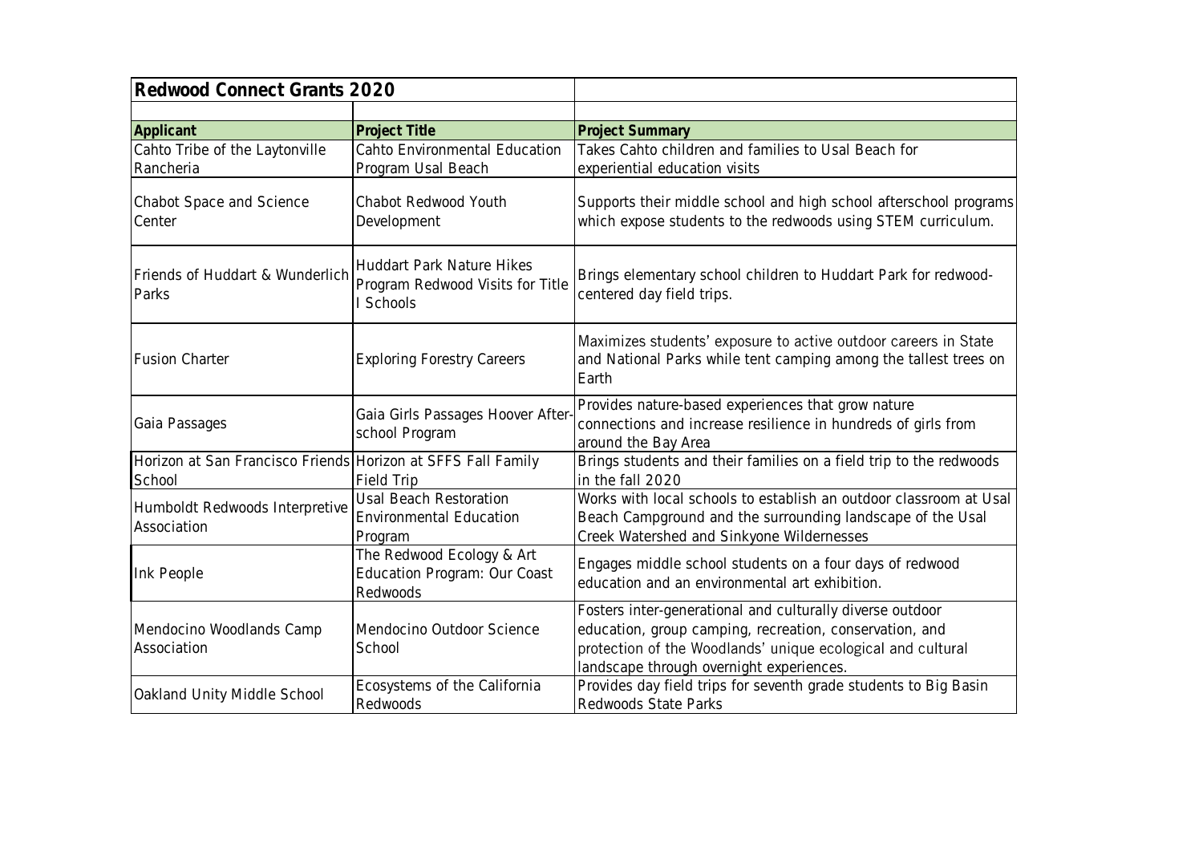## Redwood Connect Grants 2020

| Applicant | Project Title | Project Summary |
|---|---|---|
| Cahto Tribe of the Laytonville Rancheria | Cahto Environmental Education Program Usal Beach | Takes Cahto children and families to Usal Beach for experiential education visits |
| Chabot Space and Science Center | Chabot Redwood Youth Development | Supports their middle school and high school afterschool programs which expose students to the redwoods using STEM curriculum. |
| Friends of Huddart & Wunderlich Parks | Huddart Park Nature Hikes Program Redwood Visits for Title I Schools | Brings elementary school children to Huddart Park for redwood-centered day field trips. |
| Fusion Charter | Exploring Forestry Careers | Maximizes students' exposure to active outdoor careers in State and National Parks while tent camping among the tallest trees on Earth |
| Gaia Passages | Gaia Girls Passages Hoover After-school Program | Provides nature-based experiences that grow nature connections and increase resilience in hundreds of girls from around the Bay Area |
| Horizon at San Francisco Friends School | Horizon at SFFS Fall Family Field Trip | Brings students and their families on a field trip to the redwoods in the fall 2020 |
| Humboldt Redwoods Interpretive Association | Usal Beach Restoration Environmental Education Program | Works with local schools to establish an outdoor classroom at Usal Beach Campground and the surrounding landscape of the Usal Creek Watershed and Sinkyone Wildernesses |
| Ink People | The Redwood Ecology & Art Education Program: Our Coast Redwoods | Engages middle school students on a four days of redwood education and an environmental art exhibition. |
| Mendocino Woodlands Camp Association | Mendocino Outdoor Science School | Fosters inter-generational and culturally diverse outdoor education, group camping, recreation, conservation, and protection of the Woodlands' unique ecological and cultural landscape through overnight experiences. |
| Oakland Unity Middle School | Ecosystems of the California Redwoods | Provides day field trips for seventh grade students to Big Basin Redwoods State Parks |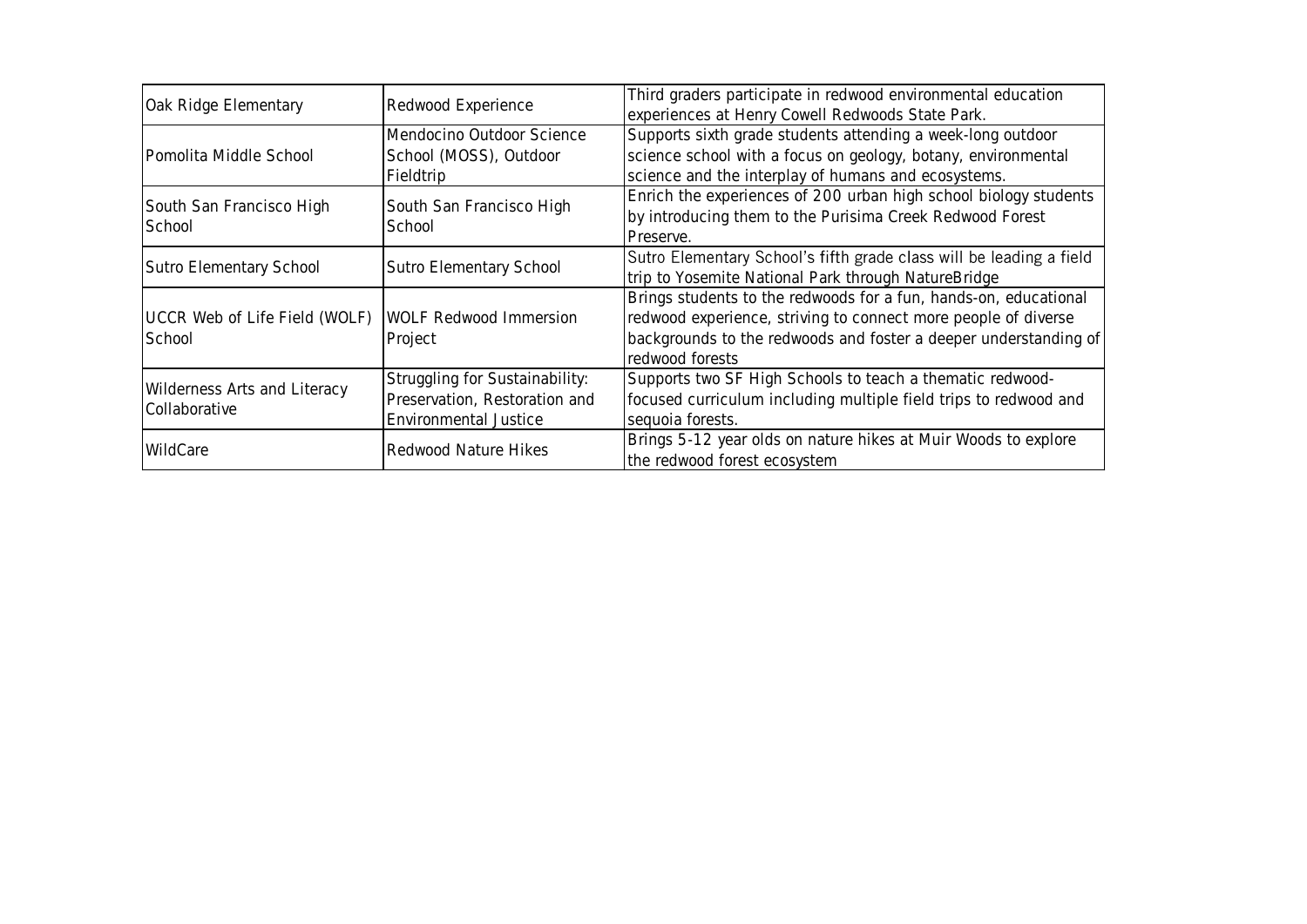| | | |
|---|---|---|
| Oak Ridge Elementary | Redwood Experience | Third graders participate in redwood environmental education experiences at Henry Cowell Redwoods State Park. |
| Pomolita Middle School | Mendocino Outdoor Science School (MOSS), Outdoor Fieldtrip | Supports sixth grade students attending a week-long outdoor science school with a focus on geology, botany, environmental science and the interplay of humans and ecosystems. |
| South San Francisco High School | South San Francisco High School | Enrich the experiences of 200 urban high school biology students by introducing them to the Purisima Creek Redwood Forest Preserve. |
| Sutro Elementary School | Sutro Elementary School | Sutro Elementary School's fifth grade class will be leading a field trip to Yosemite National Park through NatureBridge |
| UCCR Web of Life Field (WOLF) School | WOLF Redwood Immersion Project | Brings students to the redwoods for a fun, hands-on, educational redwood experience, striving to connect more people of diverse backgrounds to the redwoods and foster a deeper understanding of redwood forests |
| Wilderness Arts and Literacy Collaborative | Struggling for Sustainability: Preservation, Restoration and Environmental Justice | Supports two SF High Schools to teach a thematic redwood-focused curriculum including multiple field trips to redwood and sequoia forests. |
| WildCare | Redwood Nature Hikes | Brings 5-12 year olds on nature hikes at Muir Woods to explore the redwood forest ecosystem |